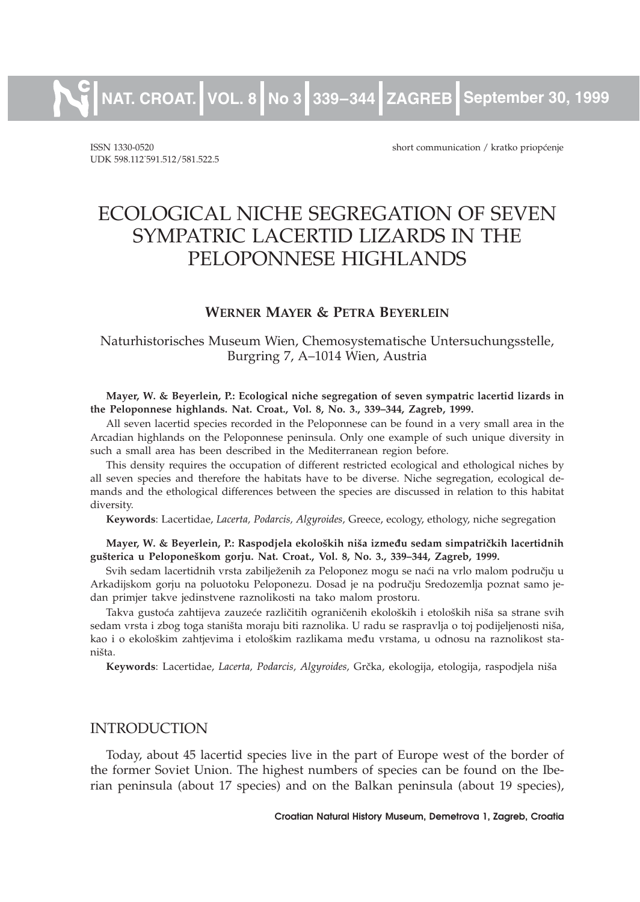ISSN 1330-0520
UDK 598.112:591.512/581.522.5

short communication / kratko priopćenje

# ECOLOGICAL NICHE SEGREGATION OF SEVEN SYMPATRIC LACERTID LIZARDS IN THE PELOPONNESE HIGHLANDS

**WERNER MAYER & PETRA BEYERLEIN**

Naturhistorisches Museum Wien, Chemosystematische Untersuchungsstelle, Burgring 7, A–1014 Wien, Austria

**Mayer, W. & Beyerlein, P.: Ecological niche segregation of seven sympatric lacertid lizards in the Peloponnese highlands. Nat. Croat., Vol. 8, No. 3., 339–344, Zagreb, 1999.**

All seven lacertid species recorded in the Peloponnese can be found in a very small area in the Arcadian highlands on the Peloponnese peninsula. Only one example of such unique diversity in such a small area has been described in the Mediterranean region before.

This density requires the occupation of different restricted ecological and ethological niches by all seven species and therefore the habitats have to be diverse. Niche segregation, ecological demands and the ethological differences between the species are discussed in relation to this habitat diversity.

**Keywords**: Lacertidae, *Lacerta, Podarcis, Algyroides,* Greece, ecology, ethology, niche segregation

**Mayer, W. & Beyerlein, P.: Raspodjela ekoloških niša između sedam simpatričkih lacertidnih gušterica u Peloponeškom gorju. Nat. Croat., Vol. 8, No. 3., 339–344, Zagreb, 1999.**

Svih sedam lacertidnih vrsta zabilježenih za Peloponez mogu se naći na vrlo malom području u Arkadijskom gorju na poluotoku Peloponezu. Dosad je na području Sredozemlja poznat samo jedan primjer takve jedinstvene raznolikosti na tako malom prostoru.

Takva gustoća zahtijeva zauzeće različitih ograničenih ekoloških i etoloških niša sa strane svih sedam vrsta i zbog toga staništa moraju biti raznolika. U radu se raspravlja o toj podijeljenosti niša, kao i o ekološkim zahtjevima i etološkim razlikama među vrstama, u odnosu na raznolikost staništa.

**Keywords**: Lacertidae, *Lacerta, Podarcis, Algyroides,* Grčka, ekologija, etologija, raspodjela niša

## INTRODUCTION

Today, about 45 lacertid species live in the part of Europe west of the border of the former Soviet Union. The highest numbers of species can be found on the Iberian peninsula (about 17 species) and on the Balkan peninsula (about 19 species),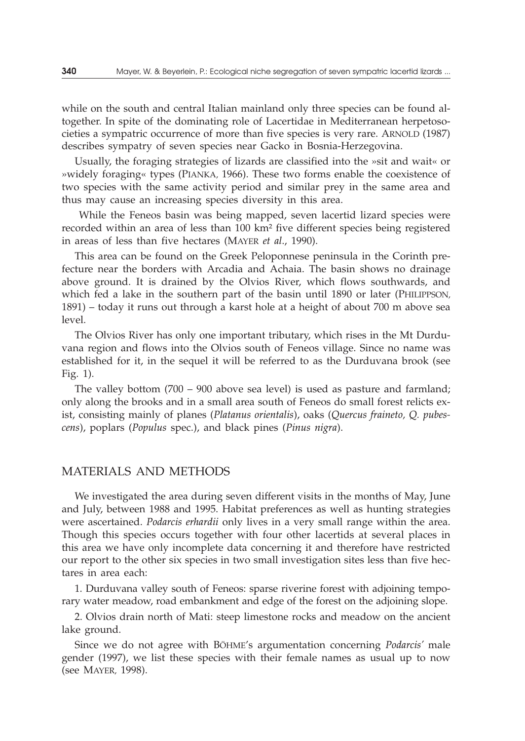while on the south and central Italian mainland only three species can be found altogether. In spite of the dominating role of Lacertidae in Mediterranean herpetosocieties a sympatric occurrence of more than five species is very rare. ARNOLD (1987) describes sympatry of seven species near Gacko in Bosnia-Herzegovina.

Usually, the foraging strategies of lizards are classified into the »sit and wait« or »widely foraging« types (PIANKA, 1966). These two forms enable the coexistence of two species with the same activity period and similar prey in the same area and thus may cause an increasing species diversity in this area.

While the Feneos basin was being mapped, seven lacertid lizard species were recorded within an area of less than 100 km² five different species being registered in areas of less than five hectares (MAYER *et al.*, 1990).

This area can be found on the Greek Peloponnese peninsula in the Corinth prefecture near the borders with Arcadia and Achaia. The basin shows no drainage above ground. It is drained by the Olvios River, which flows southwards, and which fed a lake in the southern part of the basin until 1890 or later (PHILIPPSON, 1891) – today it runs out through a karst hole at a height of about 700 m above sea level.

The Olvios River has only one important tributary, which rises in the Mt Durduvana region and flows into the Olvios south of Feneos village. Since no name was established for it, in the sequel it will be referred to as the Durduvana brook (see Fig. 1).

The valley bottom (700 – 900 above sea level) is used as pasture and farmland; only along the brooks and in a small area south of Feneos do small forest relicts exist, consisting mainly of planes (*Platanus orientalis*), oaks (*Quercus fraineto, Q. pubescens*), poplars (*Populus* spec.), and black pines (*Pinus nigra*).

## MATERIALS AND METHODS

We investigated the area during seven different visits in the months of May, June and July, between 1988 and 1995. Habitat preferences as well as hunting strategies were ascertained. *Podarcis erhardii* only lives in a very small range within the area. Though this species occurs together with four other lacertids at several places in this area we have only incomplete data concerning it and therefore have restricted our report to the other six species in two small investigation sites less than five hectares in area each:

1. Durduvana valley south of Feneos: sparse riverine forest with adjoining temporary water meadow, road embankment and edge of the forest on the adjoining slope.

2. Olvios drain north of Mati: steep limestone rocks and meadow on the ancient lake ground.

Since we do not agree with BÖHME's argumentation concerning *Podarcis'* male gender (1997), we list these species with their female names as usual up to now (see MAYER, 1998).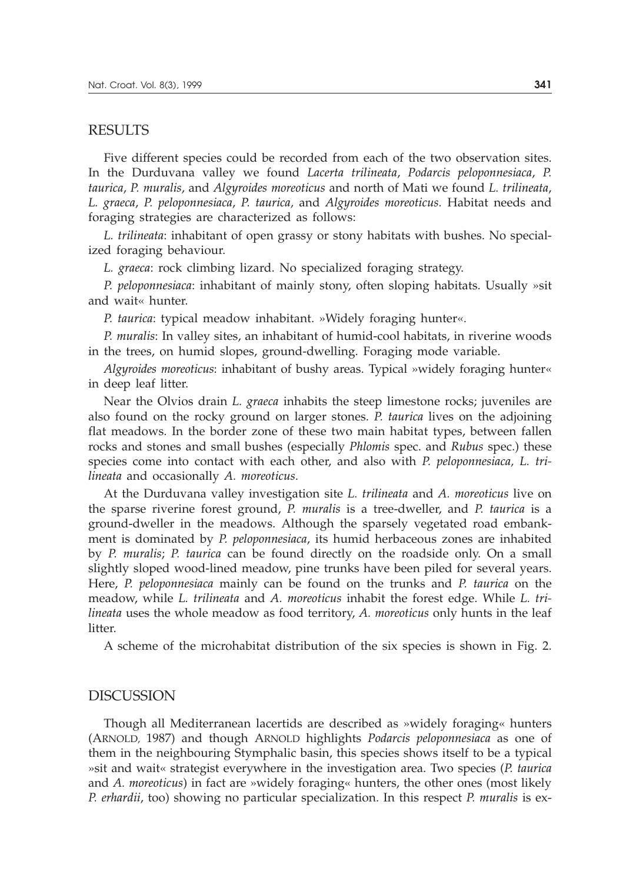## RESULTS

Five different species could be recorded from each of the two observation sites. In the Durduvana valley we found *Lacerta trilineata*, *Podarcis peloponnesiaca*, *P. taurica*, *P. muralis*, and *Algyroides moreoticus* and north of Mati we found *L. trilineata*, *L. graeca*, *P. peloponnesiaca*, *P. taurica*, and *Algyroides moreoticus.* Habitat needs and foraging strategies are characterized as follows:

*L. trilineata*: inhabitant of open grassy or stony habitats with bushes. No specialized foraging behaviour.

*L. graeca*: rock climbing lizard. No specialized foraging strategy.

*P. peloponnesiaca*: inhabitant of mainly stony, often sloping habitats. Usually »sit and wait« hunter.

*P. taurica*: typical meadow inhabitant. »Widely foraging hunter«.

*P. muralis*: In valley sites, an inhabitant of humid-cool habitats, in riverine woods in the trees, on humid slopes, ground-dwelling. Foraging mode variable.

*Algyroides moreoticus*: inhabitant of bushy areas. Typical »widely foraging hunter« in deep leaf litter.

Near the Olvios drain *L. graeca* inhabits the steep limestone rocks; juveniles are also found on the rocky ground on larger stones. *P. taurica* lives on the adjoining flat meadows. In the border zone of these two main habitat types, between fallen rocks and stones and small bushes (especially *Phlomis* spec. and *Rubus* spec.) these species come into contact with each other, and also with *P. peloponnesiaca*, *L. trilineata* and occasionally *A. moreoticus*.

At the Durduvana valley investigation site *L. trilineata* and *A. moreoticus* live on the sparse riverine forest ground, *P. muralis* is a tree-dweller, and *P. taurica* is a ground-dweller in the meadows. Although the sparsely vegetated road embankment is dominated by *P. peloponnesiaca*, its humid herbaceous zones are inhabited by *P. muralis*; *P. taurica* can be found directly on the roadside only. On a small slightly sloped wood-lined meadow, pine trunks have been piled for several years. Here, *P. peloponnesiaca* mainly can be found on the trunks and *P. taurica* on the meadow, while *L. trilineata* and *A. moreoticus* inhabit the forest edge. While *L. trilineata* uses the whole meadow as food territory, *A. moreoticus* only hunts in the leaf litter.

A scheme of the microhabitat distribution of the six species is shown in Fig. 2.

## DISCUSSION

Though all Mediterranean lacertids are described as »widely foraging« hunters (ARNOLD, 1987) and though ARNOLD highlights *Podarcis peloponnesiaca* as one of them in the neighbouring Stymphalic basin, this species shows itself to be a typical »sit and wait« strategist everywhere in the investigation area. Two species (*P. taurica* and *A. moreoticus*) in fact are »widely foraging« hunters, the other ones (most likely *P. erhardii*, too) showing no particular specialization. In this respect *P. muralis* is ex-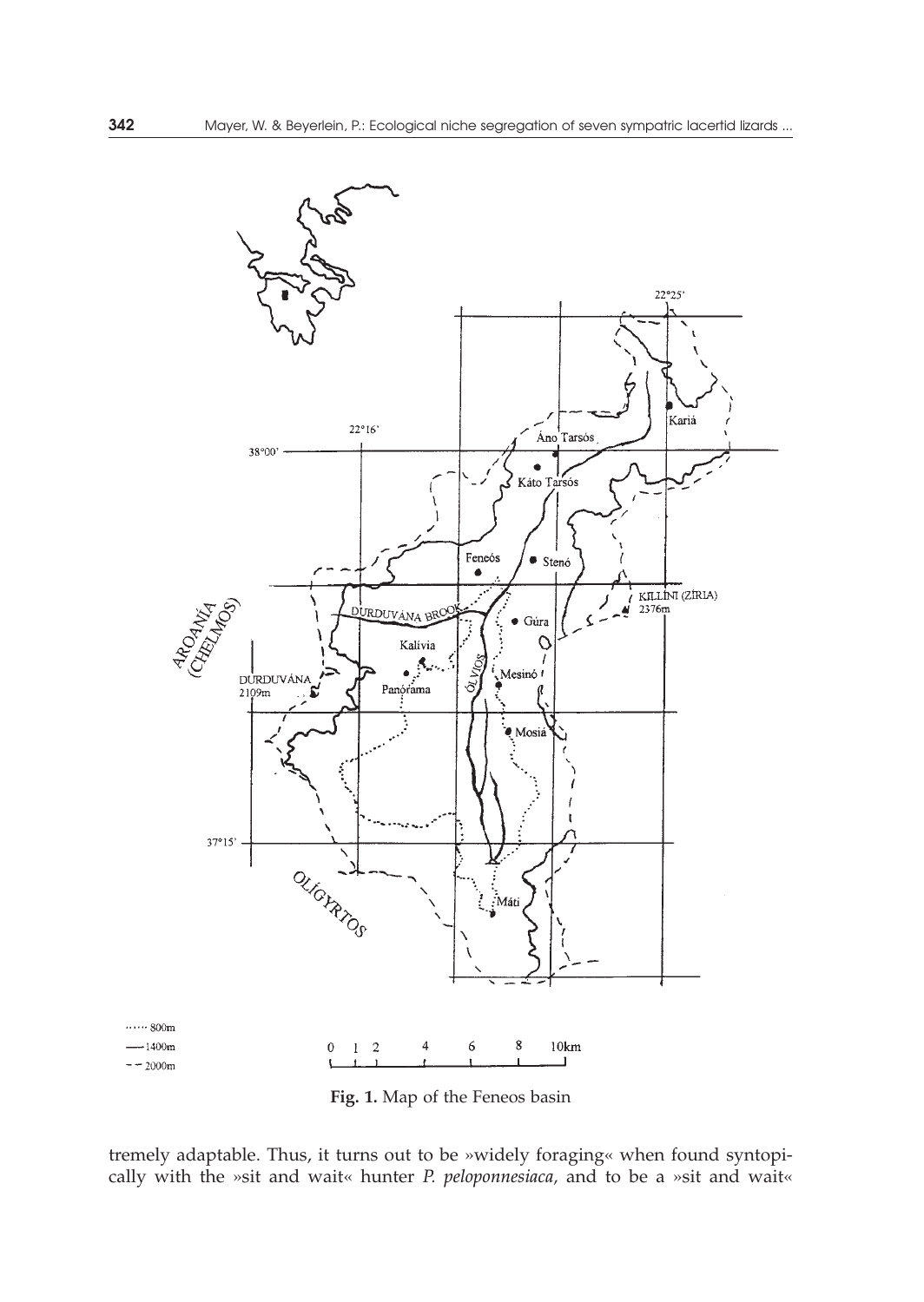**Fig. 1.** Map of the Feneos basin

tremely adaptable. Thus, it turns out to be »widely foraging« when found syntopically with the »sit and wait« hunter *P. peloponnesiaca*, and to be a »sit and wait«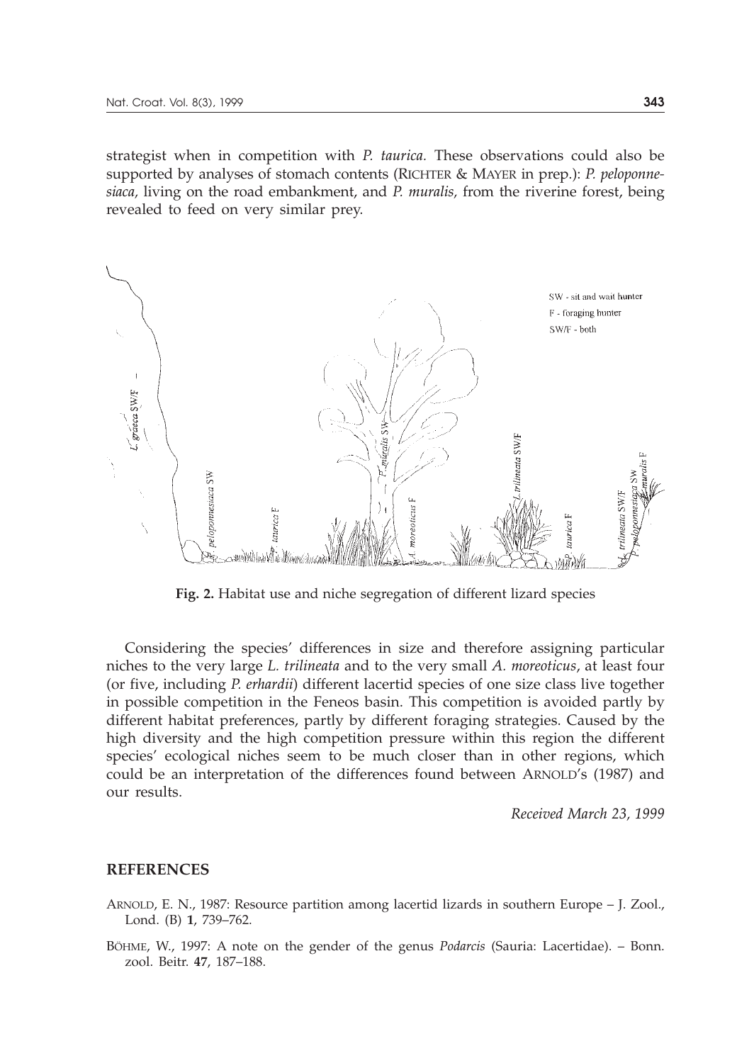strategist when in competition with *P. taurica.* These observations could also be supported by analyses of stomach contents (RICHTER & MAYER in prep.): *P. peloponnesiaca*, living on the road embankment, and *P. muralis*, from the riverine forest, being revealed to feed on very similar prey.

**Fig. 2.** Habitat use and niche segregation of different lizard species

Considering the species' differences in size and therefore assigning particular niches to the very large *L. trilineata* and to the very small *A. moreoticus*, at least four (or five, including *P. erhardii*) different lacertid species of one size class live together in possible competition in the Feneos basin. This competition is avoided partly by different habitat preferences, partly by different foraging strategies. Caused by the high diversity and the high competition pressure within this region the different species' ecological niches seem to be much closer than in other regions, which could be an interpretation of the differences found between ARNOLD's (1987) and our results.

*Received March 23, 1999*

## REFERENCES

ARNOLD, E. N., 1987: Resource partition among lacertid lizards in southern Europe – J. Zool., Lond. (B) **1**, 739–762.

BÖHME, W., 1997: A note on the gender of the genus *Podarcis* (Sauria: Lacertidae). – Bonn. zool. Beitr. **47**, 187–188.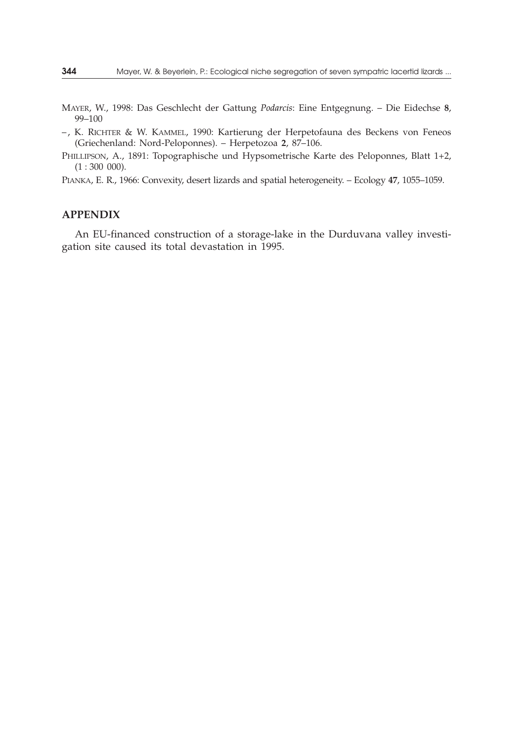MAYER, W., 1998: Das Geschlecht der Gattung *Podarcis*: Eine Entgegnung. – Die Eidechse **8**, 99–100

–, K. RICHTER & W. KAMMEL, 1990: Kartierung der Herpetofauna des Beckens von Feneos (Griechenland: Nord-Peloponnes). – Herpetozoa **2**, 87–106.

PHILLIPSON, A., 1891: Topographische und Hypsometrische Karte des Peloponnes, Blatt 1+2, (1 : 300 000).

PIANKA, E. R., 1966: Convexity, desert lizards and spatial heterogeneity. – Ecology **47**, 1055–1059.

## APPENDIX

An EU-financed construction of a storage-lake in the Durduvana valley investigation site caused its total devastation in 1995.